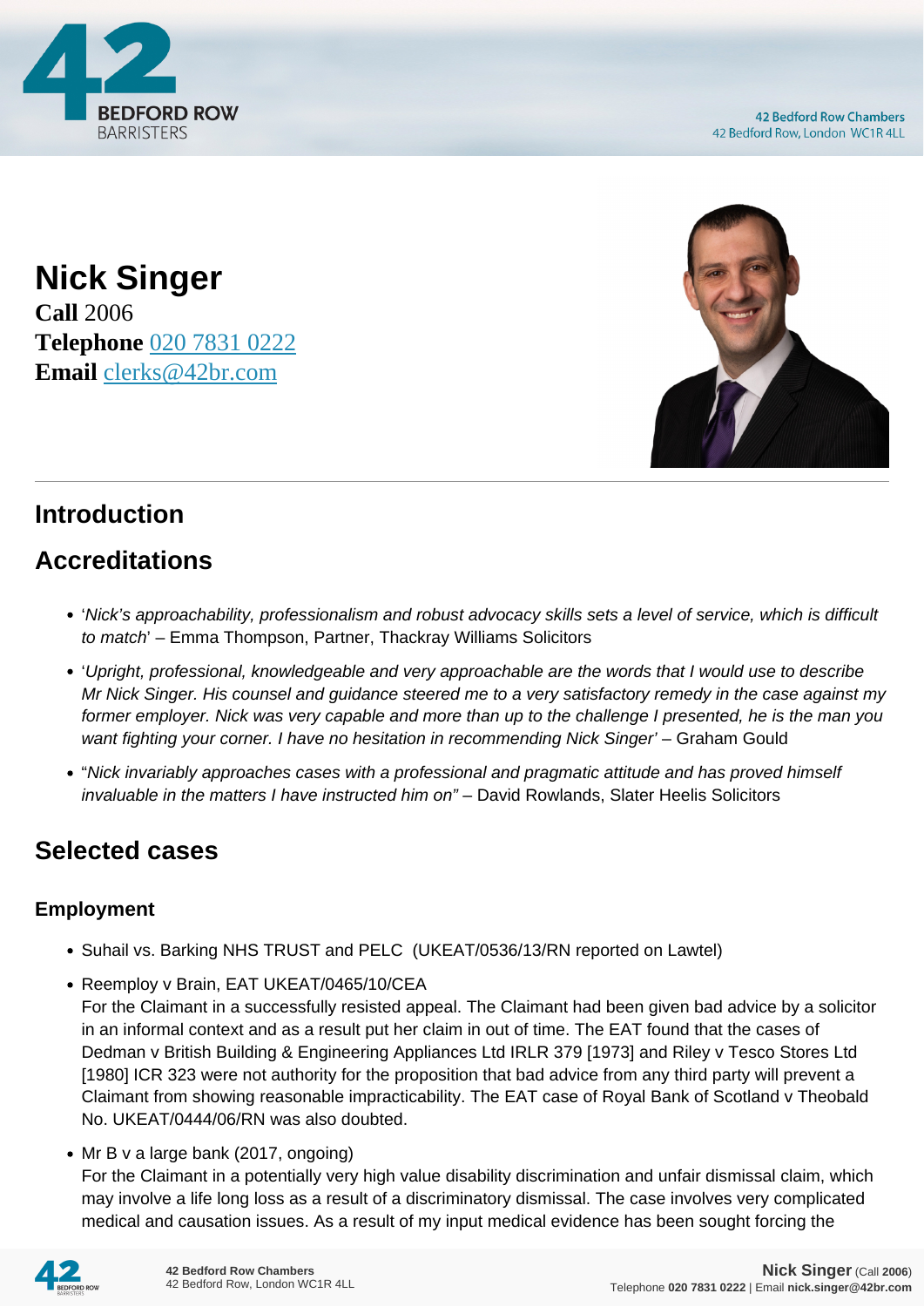# Nick Singer

**Call** 2006
**Telephone** 020 7831 0222
**Email** clerks@42br.com

## Introduction

## Accreditations

- '*Nick's approachability, professionalism and robust advocacy skills sets a level of service, which is difficult to match*' – Emma Thompson, Partner, Thackray Williams Solicitors
- '*Upright, professional, knowledgeable and very approachable are the words that I would use to describe Mr Nick Singer. His counsel and guidance steered me to a very satisfactory remedy in the case against my former employer. Nick was very capable and more than up to the challenge I presented, he is the man you want fighting your corner. I have no hesitation in recommending Nick Singer'* – Graham Gould
- "*Nick invariably approaches cases with a professional and pragmatic attitude and has proved himself invaluable in the matters I have instructed him on"* – David Rowlands, Slater Heelis Solicitors

## Selected cases

### Employment

- Suhail vs. Barking NHS TRUST and PELC (UKEAT/0536/13/RN reported on Lawtel)
- Reemploy v Brain, EAT UKEAT/0465/10/CEA
  For the Claimant in a successfully resisted appeal. The Claimant had been given bad advice by a solicitor in an informal context and as a result put her claim in out of time. The EAT found that the cases of Dedman v British Building & Engineering Appliances Ltd IRLR 379 [1973] and Riley v Tesco Stores Ltd [1980] ICR 323 were not authority for the proposition that bad advice from any third party will prevent a Claimant from showing reasonable impracticability. The EAT case of Royal Bank of Scotland v Theobald No. UKEAT/0444/06/RN was also doubted.
- Mr B v a large bank (2017, ongoing)
  For the Claimant in a potentially very high value disability discrimination and unfair dismissal claim, which may involve a life long loss as a result of a discriminatory dismissal. The case involves very complicated medical and causation issues. As a result of my input medical evidence has been sought forcing the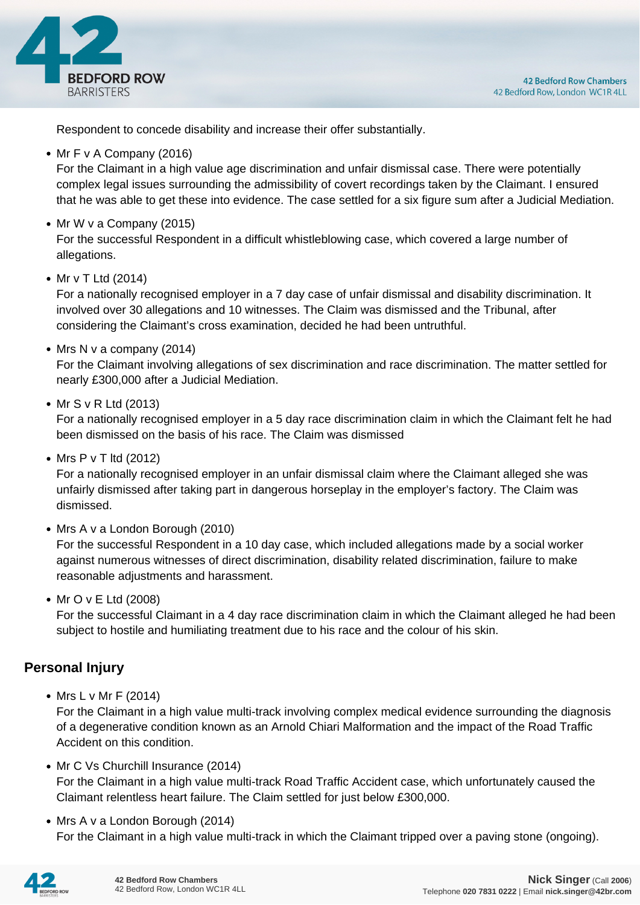Respondent to concede disability and increase their offer substantially.

- Mr F v A Company (2016)
  For the Claimant in a high value age discrimination and unfair dismissal case. There were potentially complex legal issues surrounding the admissibility of covert recordings taken by the Claimant. I ensured that he was able to get these into evidence. The case settled for a six figure sum after a Judicial Mediation.
- Mr W v a Company (2015)
  For the successful Respondent in a difficult whistleblowing case, which covered a large number of allegations.
- Mr v T Ltd (2014)
  For a nationally recognised employer in a 7 day case of unfair dismissal and disability discrimination. It involved over 30 allegations and 10 witnesses. The Claim was dismissed and the Tribunal, after considering the Claimant's cross examination, decided he had been untruthful.
- Mrs N v a company (2014)
  For the Claimant involving allegations of sex discrimination and race discrimination. The matter settled for nearly £300,000 after a Judicial Mediation.
- Mr S v R Ltd (2013)
  For a nationally recognised employer in a 5 day race discrimination claim in which the Claimant felt he had been dismissed on the basis of his race. The Claim was dismissed
- Mrs P v T ltd (2012)
  For a nationally recognised employer in an unfair dismissal claim where the Claimant alleged she was unfairly dismissed after taking part in dangerous horseplay in the employer's factory. The Claim was dismissed.
- Mrs A v a London Borough (2010)
  For the successful Respondent in a 10 day case, which included allegations made by a social worker against numerous witnesses of direct discrimination, disability related discrimination, failure to make reasonable adjustments and harassment.
- Mr O v E Ltd (2008)
  For the successful Claimant in a 4 day race discrimination claim in which the Claimant alleged he had been subject to hostile and humiliating treatment due to his race and the colour of his skin.

### Personal Injury

- Mrs L v Mr F (2014)
  For the Claimant in a high value multi-track involving complex medical evidence surrounding the diagnosis of a degenerative condition known as an Arnold Chiari Malformation and the impact of the Road Traffic Accident on this condition.
- Mr C Vs Churchill Insurance (2014)
  For the Claimant in a high value multi-track Road Traffic Accident case, which unfortunately caused the Claimant relentless heart failure. The Claim settled for just below £300,000.
- Mrs A v a London Borough (2014)
  For the Claimant in a high value multi-track in which the Claimant tripped over a paving stone (ongoing).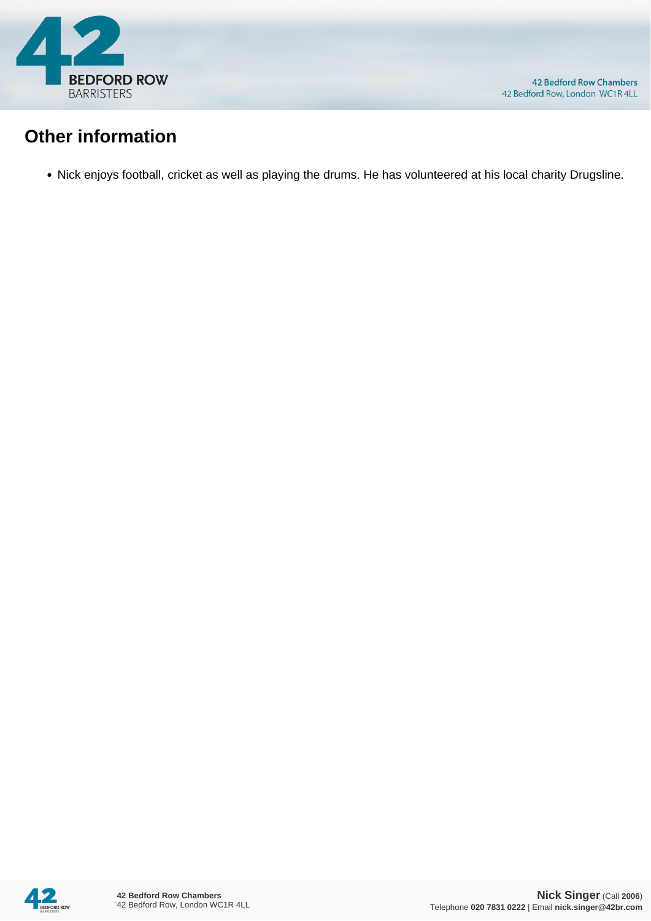## Other information

- Nick enjoys football, cricket as well as playing the drums. He has volunteered at his local charity Drugsline.